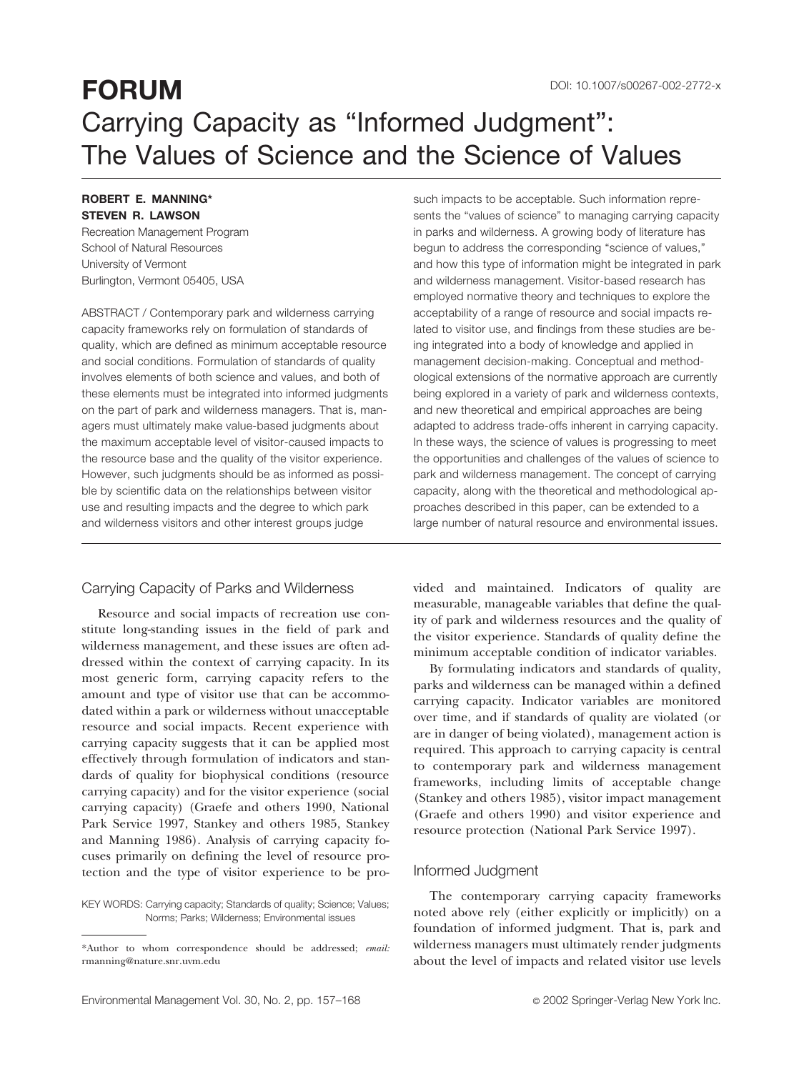**FORUM**

DOI: 10.1007/s00267-002-2772-x

# Carrying Capacity as "Informed Judgment": The Values of Science and the Science of Values

**ROBERT E. MANNING***
**STEVEN R. LAWSON**
Recreation Management Program
School of Natural Resources
University of Vermont
Burlington, Vermont 05405, USA

ABSTRACT / Contemporary park and wilderness carrying capacity frameworks rely on formulation of standards of quality, which are defined as minimum acceptable resource and social conditions. Formulation of standards of quality involves elements of both science and values, and both of these elements must be integrated into informed judgments on the part of park and wilderness managers. That is, managers must ultimately make value-based judgments about the maximum acceptable level of visitor-caused impacts to the resource base and the quality of the visitor experience. However, such judgments should be as informed as possible by scientific data on the relationships between visitor use and resulting impacts and the degree to which park and wilderness visitors and other interest groups judge such impacts to be acceptable. Such information represents the "values of science" to managing carrying capacity in parks and wilderness. A growing body of literature has begun to address the corresponding "science of values," and how this type of information might be integrated in park and wilderness management. Visitor-based research has employed normative theory and techniques to explore the acceptability of a range of resource and social impacts related to visitor use, and findings from these studies are being integrated into a body of knowledge and applied in management decision-making. Conceptual and methodological extensions of the normative approach are currently being explored in a variety of park and wilderness contexts, and new theoretical and empirical approaches are being adapted to address trade-offs inherent in carrying capacity. In these ways, the science of values is progressing to meet the opportunities and challenges of the values of science to park and wilderness management. The concept of carrying capacity, along with the theoretical and methodological approaches described in this paper, can be extended to a large number of natural resource and environmental issues.

## Carrying Capacity of Parks and Wilderness

Resource and social impacts of recreation use constitute long-standing issues in the field of park and wilderness management, and these issues are often addressed within the context of carrying capacity. In its most generic form, carrying capacity refers to the amount and type of visitor use that can be accommodated within a park or wilderness without unacceptable resource and social impacts. Recent experience with carrying capacity suggests that it can be applied most effectively through formulation of indicators and standards of quality for biophysical conditions (resource carrying capacity) and for the visitor experience (social carrying capacity) (Graefe and others 1990, National Park Service 1997, Stankey and others 1985, Stankey and Manning 1986). Analysis of carrying capacity focuses primarily on defining the level of resource protection and the type of visitor experience to be provided and maintained. Indicators of quality are measurable, manageable variables that define the quality of park and wilderness resources and the quality of the visitor experience. Standards of quality define the minimum acceptable condition of indicator variables.

By formulating indicators and standards of quality, parks and wilderness can be managed within a defined carrying capacity. Indicator variables are monitored over time, and if standards of quality are violated (or are in danger of being violated), management action is required. This approach to carrying capacity is central to contemporary park and wilderness management frameworks, including limits of acceptable change (Stankey and others 1985), visitor impact management (Graefe and others 1990) and visitor experience and resource protection (National Park Service 1997).

## Informed Judgment

The contemporary carrying capacity frameworks noted above rely (either explicitly or implicitly) on a foundation of informed judgment. That is, park and wilderness managers must ultimately render judgments about the level of impacts and related visitor use levels

KEY WORDS: Carrying capacity; Standards of quality; Science; Values; Norms; Parks; Wilderness; Environmental issues

*Author to whom correspondence should be addressed; *email:* rmanning@nature.snr.uvm.edu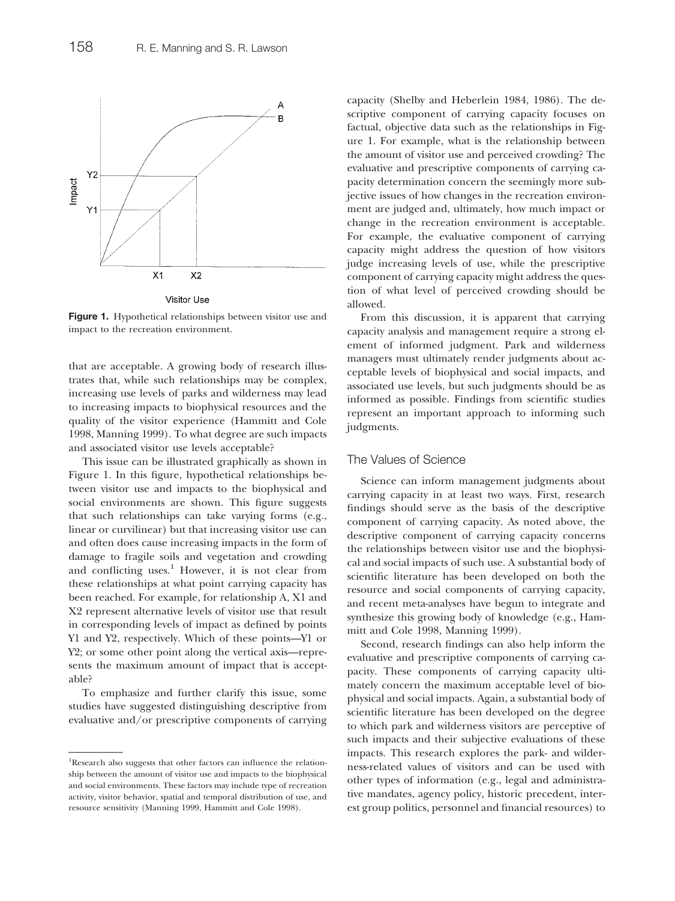A
B
Y2
Impact
Y1
X1
X2
Visitor Use

**Figure 1.** Hypothetical relationships between visitor use and impact to the recreation environment.

that are acceptable. A growing body of research illustrates that, while such relationships may be complex, increasing use levels of parks and wilderness may lead to increasing impacts to biophysical resources and the quality of the visitor experience (Hammitt and Cole 1998, Manning 1999). To what degree are such impacts and associated visitor use levels acceptable?

This issue can be illustrated graphically as shown in Figure 1. In this figure, hypothetical relationships between visitor use and impacts to the biophysical and social environments are shown. This figure suggests that such relationships can take varying forms (e.g., linear or curvilinear) but that increasing visitor use can and often does cause increasing impacts in the form of damage to fragile soils and vegetation and crowding and conflicting uses.[1] However, it is not clear from these relationships at what point carrying capacity has been reached. For example, for relationship A, X1 and X2 represent alternative levels of visitor use that result in corresponding levels of impact as defined by points Y1 and Y2, respectively. Which of these points—Y1 or Y2; or some other point along the vertical axis—represents the maximum amount of impact that is acceptable?

To emphasize and further clarify this issue, some studies have suggested distinguishing descriptive from evaluative and/or prescriptive components of carrying capacity (Shelby and Heberlein 1984, 1986). The descriptive component of carrying capacity focuses on factual, objective data such as the relationships in Figure 1. For example, what is the relationship between the amount of visitor use and perceived crowding? The evaluative and prescriptive components of carrying capacity determination concern the seemingly more subjective issues of how changes in the recreation environment are judged and, ultimately, how much impact or change in the recreation environment is acceptable. For example, the evaluative component of carrying capacity might address the question of how visitors judge increasing levels of use, while the prescriptive component of carrying capacity might address the question of what level of perceived crowding should be allowed.

From this discussion, it is apparent that carrying capacity analysis and management require a strong element of informed judgment. Park and wilderness managers must ultimately render judgments about acceptable levels of biophysical and social impacts, and associated use levels, but such judgments should be as informed as possible. Findings from scientific studies represent an important approach to informing such judgments.

## The Values of Science

Science can inform management judgments about carrying capacity in at least two ways. First, research findings should serve as the basis of the descriptive component of carrying capacity. As noted above, the descriptive component of carrying capacity concerns the relationships between visitor use and the biophysical and social impacts of such use. A substantial body of scientific literature has been developed on both the resource and social components of carrying capacity, and recent meta-analyses have begun to integrate and synthesize this growing body of knowledge (e.g., Hammitt and Cole 1998, Manning 1999).

Second, research findings can also help inform the evaluative and prescriptive components of carrying capacity. These components of carrying capacity ultimately concern the maximum acceptable level of biophysical and social impacts. Again, a substantial body of scientific literature has been developed on the degree to which park and wilderness visitors are perceptive of such impacts and their subjective evaluations of these impacts. This research explores the park- and wilderness-related values of visitors and can be used with other types of information (e.g., legal and administrative mandates, agency policy, historic precedent, interest group politics, personnel and financial resources) to

---

[1]Research also suggests that other factors can influence the relationship between the amount of visitor use and impacts to the biophysical and social environments. These factors may include type of recreation activity, visitor behavior, spatial and temporal distribution of use, and resource sensitivity (Manning 1999, Hammitt and Cole 1998).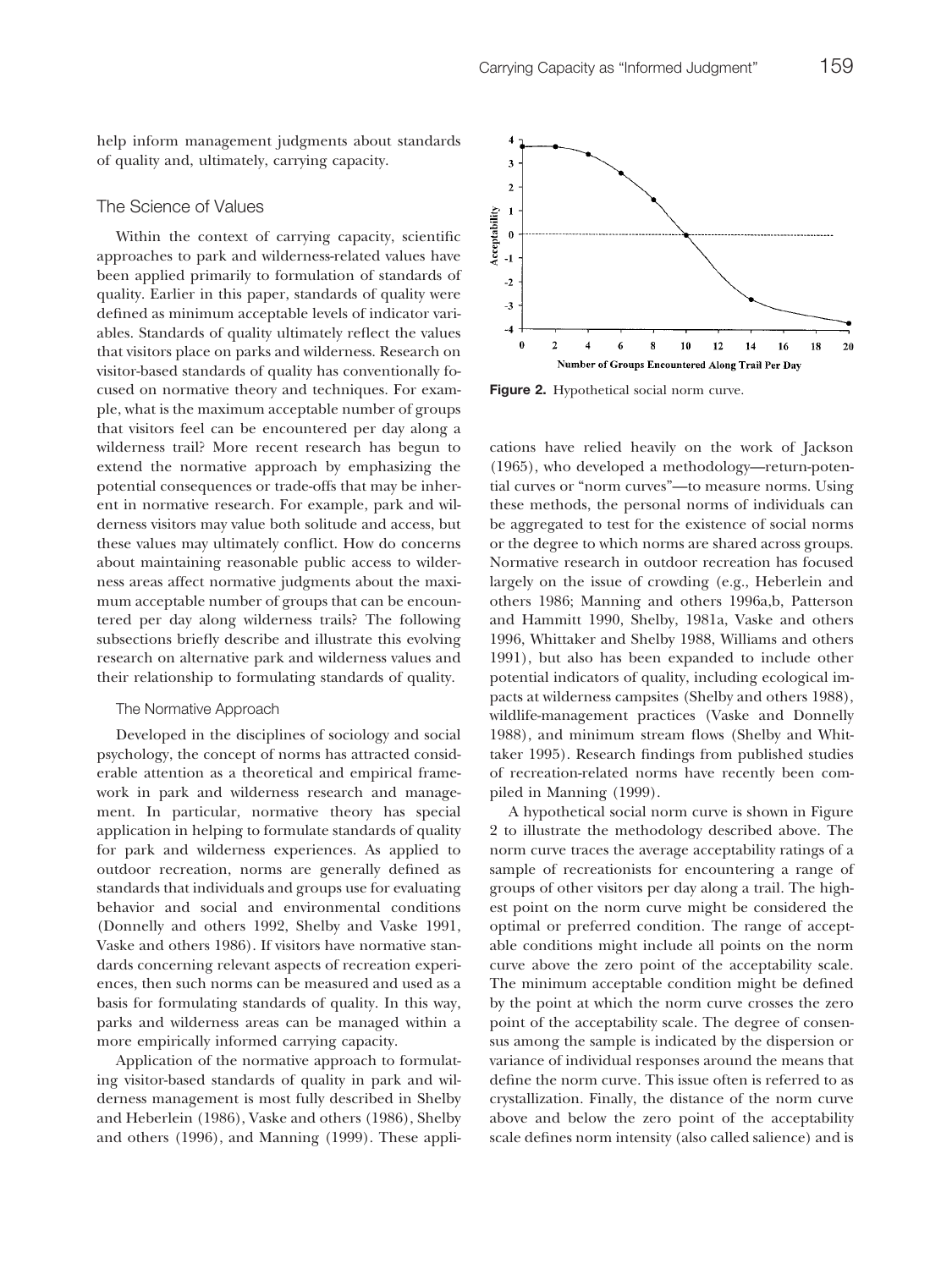help inform management judgments about standards of quality and, ultimately, carrying capacity.

## The Science of Values

Within the context of carrying capacity, scientific approaches to park and wilderness-related values have been applied primarily to formulation of standards of quality. Earlier in this paper, standards of quality were defined as minimum acceptable levels of indicator variables. Standards of quality ultimately reflect the values that visitors place on parks and wilderness. Research on visitor-based standards of quality has conventionally focused on normative theory and techniques. For example, what is the maximum acceptable number of groups that visitors feel can be encountered per day along a wilderness trail? More recent research has begun to extend the normative approach by emphasizing the potential consequences or trade-offs that may be inherent in normative research. For example, park and wilderness visitors may value both solitude and access, but these values may ultimately conflict. How do concerns about maintaining reasonable public access to wilderness areas affect normative judgments about the maximum acceptable number of groups that can be encountered per day along wilderness trails? The following subsections briefly describe and illustrate this evolving research on alternative park and wilderness values and their relationship to formulating standards of quality.

### The Normative Approach

Developed in the disciplines of sociology and social psychology, the concept of norms has attracted considerable attention as a theoretical and empirical framework in park and wilderness research and management. In particular, normative theory has special application in helping to formulate standards of quality for park and wilderness experiences. As applied to outdoor recreation, norms are generally defined as standards that individuals and groups use for evaluating behavior and social and environmental conditions (Donnelly and others 1992, Shelby and Vaske 1991, Vaske and others 1986). If visitors have normative standards concerning relevant aspects of recreation experiences, then such norms can be measured and used as a basis for formulating standards of quality. In this way, parks and wilderness areas can be managed within a more empirically informed carrying capacity.

Application of the normative approach to formulating visitor-based standards of quality in park and wilderness management is most fully described in Shelby and Heberlein (1986), Vaske and others (1986), Shelby and others (1996), and Manning (1999). These applications have relied heavily on the work of Jackson (1965), who developed a methodology—return-potential curves or "norm curves"—to measure norms. Using these methods, the personal norms of individuals can be aggregated to test for the existence of social norms or the degree to which norms are shared across groups. Normative research in outdoor recreation has focused largely on the issue of crowding (e.g., Heberlein and others 1986; Manning and others 1996a,b, Patterson and Hammitt 1990, Shelby, 1981a, Vaske and others 1996, Whittaker and Shelby 1988, Williams and others 1991), but also has been expanded to include other potential indicators of quality, including ecological impacts at wilderness campsites (Shelby and others 1988), wildlife-management practices (Vaske and Donnelly 1988), and minimum stream flows (Shelby and Whittaker 1995). Research findings from published studies of recreation-related norms have recently been compiled in Manning (1999).

Acceptability
4
3
2
1
0
-1
-2
-3
-4
0 2 4 6 8 10 12 14 16 18 20
Number of Groups Encountered Along Trail Per Day

**Figure 2.** Hypothetical social norm curve.

A hypothetical social norm curve is shown in Figure 2 to illustrate the methodology described above. The norm curve traces the average acceptability ratings of a sample of recreationists for encountering a range of groups of other visitors per day along a trail. The highest point on the norm curve might be considered the optimal or preferred condition. The range of acceptable conditions might include all points on the norm curve above the zero point of the acceptability scale. The minimum acceptable condition might be defined by the point at which the norm curve crosses the zero point of the acceptability scale. The degree of consensus among the sample is indicated by the dispersion or variance of individual responses around the means that define the norm curve. This issue often is referred to as crystallization. Finally, the distance of the norm curve above and below the zero point of the acceptability scale defines norm intensity (also called salience) and is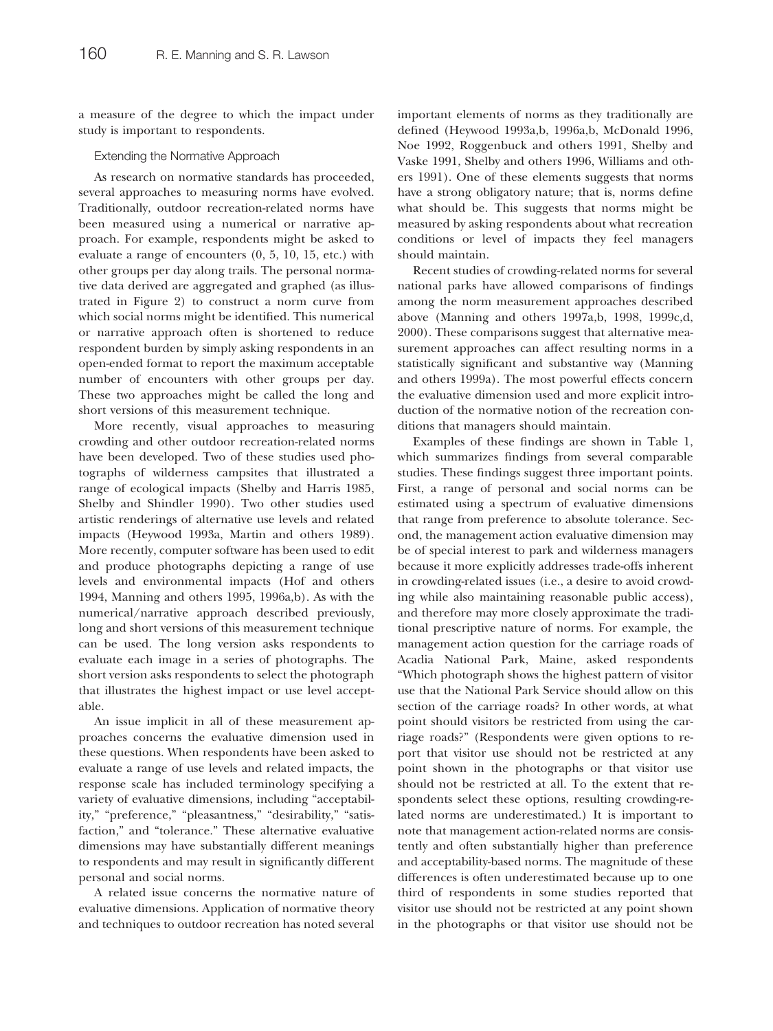a measure of the degree to which the impact under study is important to respondents.

### Extending the Normative Approach

As research on normative standards has proceeded, several approaches to measuring norms have evolved. Traditionally, outdoor recreation-related norms have been measured using a numerical or narrative approach. For example, respondents might be asked to evaluate a range of encounters (0, 5, 10, 15, etc.) with other groups per day along trails. The personal normative data derived are aggregated and graphed (as illustrated in Figure 2) to construct a norm curve from which social norms might be identified. This numerical or narrative approach often is shortened to reduce respondent burden by simply asking respondents in an open-ended format to report the maximum acceptable number of encounters with other groups per day. These two approaches might be called the long and short versions of this measurement technique.

More recently, visual approaches to measuring crowding and other outdoor recreation-related norms have been developed. Two of these studies used photographs of wilderness campsites that illustrated a range of ecological impacts (Shelby and Harris 1985, Shelby and Shindler 1990). Two other studies used artistic renderings of alternative use levels and related impacts (Heywood 1993a, Martin and others 1989). More recently, computer software has been used to edit and produce photographs depicting a range of use levels and environmental impacts (Hof and others 1994, Manning and others 1995, 1996a,b). As with the numerical/narrative approach described previously, long and short versions of this measurement technique can be used. The long version asks respondents to evaluate each image in a series of photographs. The short version asks respondents to select the photograph that illustrates the highest impact or use level acceptable.

An issue implicit in all of these measurement approaches concerns the evaluative dimension used in these questions. When respondents have been asked to evaluate a range of use levels and related impacts, the response scale has included terminology specifying a variety of evaluative dimensions, including "acceptability," "preference," "pleasantness," "desirability," "satisfaction," and "tolerance." These alternative evaluative dimensions may have substantially different meanings to respondents and may result in significantly different personal and social norms.

A related issue concerns the normative nature of evaluative dimensions. Application of normative theory and techniques to outdoor recreation has noted several important elements of norms as they traditionally are defined (Heywood 1993a,b, 1996a,b, McDonald 1996, Noe 1992, Roggenbuck and others 1991, Shelby and Vaske 1991, Shelby and others 1996, Williams and others 1991). One of these elements suggests that norms have a strong obligatory nature; that is, norms define what should be. This suggests that norms might be measured by asking respondents about what recreation conditions or level of impacts they feel managers should maintain.

Recent studies of crowding-related norms for several national parks have allowed comparisons of findings among the norm measurement approaches described above (Manning and others 1997a,b, 1998, 1999c,d, 2000). These comparisons suggest that alternative measurement approaches can affect resulting norms in a statistically significant and substantive way (Manning and others 1999a). The most powerful effects concern the evaluative dimension used and more explicit introduction of the normative notion of the recreation conditions that managers should maintain.

Examples of these findings are shown in Table 1, which summarizes findings from several comparable studies. These findings suggest three important points. First, a range of personal and social norms can be estimated using a spectrum of evaluative dimensions that range from preference to absolute tolerance. Second, the management action evaluative dimension may be of special interest to park and wilderness managers because it more explicitly addresses trade-offs inherent in crowding-related issues (i.e., a desire to avoid crowding while also maintaining reasonable public access), and therefore may more closely approximate the traditional prescriptive nature of norms. For example, the management action question for the carriage roads of Acadia National Park, Maine, asked respondents "Which photograph shows the highest pattern of visitor use that the National Park Service should allow on this section of the carriage roads? In other words, at what point should visitors be restricted from using the carriage roads?" (Respondents were given options to report that visitor use should not be restricted at any point shown in the photographs or that visitor use should not be restricted at all. To the extent that respondents select these options, resulting crowding-related norms are underestimated.) It is important to note that management action-related norms are consistently and often substantially higher than preference and acceptability-based norms. The magnitude of these differences is often underestimated because up to one third of respondents in some studies reported that visitor use should not be restricted at any point shown in the photographs or that visitor use should not be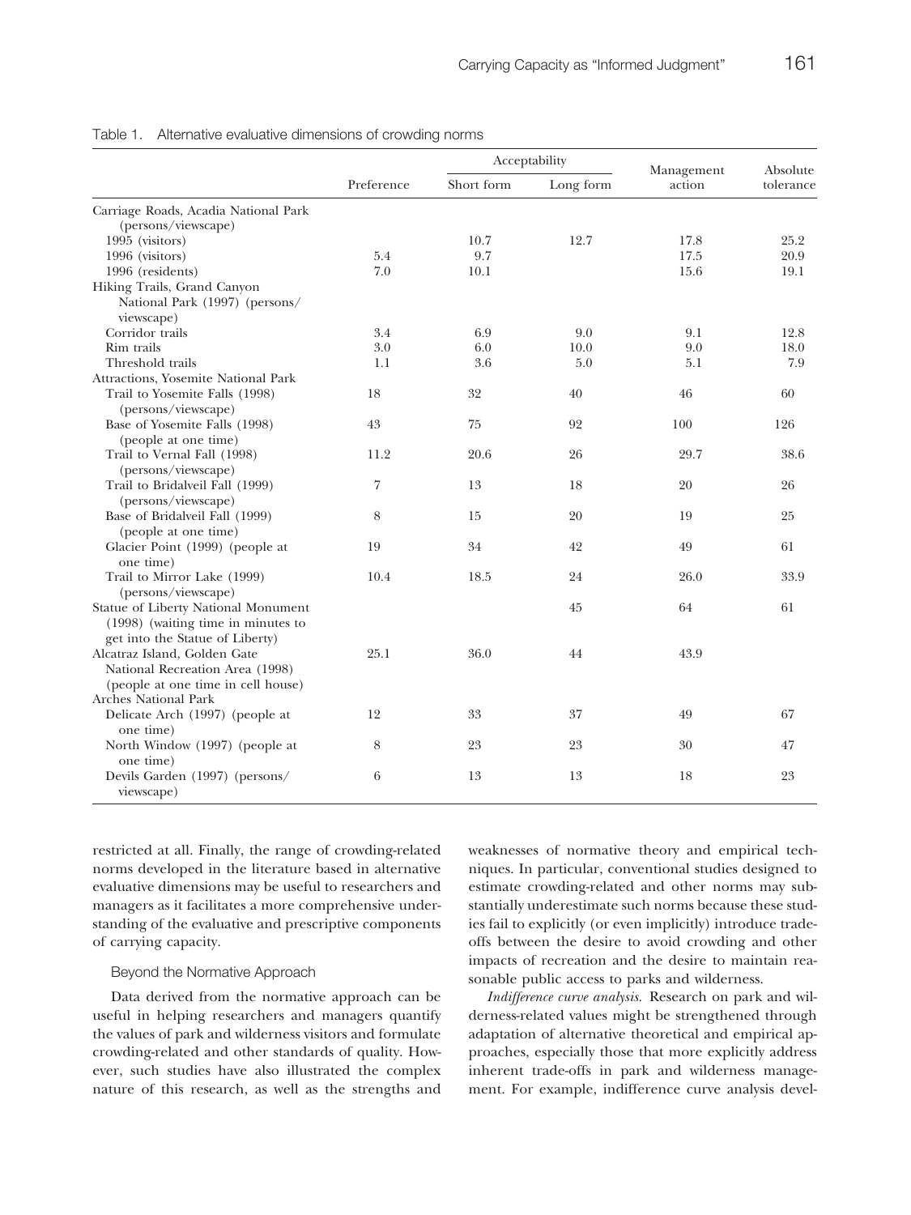Table 1. Alternative evaluative dimensions of crowding norms

| | Preference | Acceptability | | Management action | Absolute tolerance |
|---|---|---|---|---|---|
| | | Short form | Long form | | |
| Carriage Roads, Acadia National Park (persons/viewscape) | | | | | |
| 1995 (visitors) | | 10.7 | 12.7 | 17.8 | 25.2 |
| 1996 (visitors) | 5.4 | 9.7 | | 17.5 | 20.9 |
| 1996 (residents) | 7.0 | 10.1 | | 15.6 | 19.1 |
| Hiking Trails, Grand Canyon National Park (1997) (persons/viewscape) | | | | | |
| Corridor trails | 3.4 | 6.9 | 9.0 | 9.1 | 12.8 |
| Rim trails | 3.0 | 6.0 | 10.0 | 9.0 | 18.0 |
| Threshold trails | 1.1 | 3.6 | 5.0 | 5.1 | 7.9 |
| Attractions, Yosemite National Park | | | | | |
| Trail to Yosemite Falls (1998) (persons/viewscape) | 18 | 32 | 40 | 46 | 60 |
| Base of Yosemite Falls (1998) (people at one time) | 43 | 75 | 92 | 100 | 126 |
| Trail to Vernal Fall (1998) (persons/viewscape) | 11.2 | 20.6 | 26 | 29.7 | 38.6 |
| Trail to Bridalveil Fall (1999) (persons/viewscape) | 7 | 13 | 18 | 20 | 26 |
| Base of Bridalveil Fall (1999) (people at one time) | 8 | 15 | 20 | 19 | 25 |
| Glacier Point (1999) (people at one time) | 19 | 34 | 42 | 49 | 61 |
| Trail to Mirror Lake (1999) (persons/viewscape) | 10.4 | 18.5 | 24 | 26.0 | 33.9 |
| Statue of Liberty National Monument (1998) (waiting time in minutes to get into the Statue of Liberty) | | | 45 | 64 | 61 |
| Alcatraz Island, Golden Gate National Recreation Area (1998) (people at one time in cell house) | 25.1 | 36.0 | 44 | 43.9 | |
| Arches National Park | | | | | |
| Delicate Arch (1997) (people at one time) | 12 | 33 | 37 | 49 | 67 |
| North Window (1997) (people at one time) | 8 | 23 | 23 | 30 | 47 |
| Devils Garden (1997) (persons/viewscape) | 6 | 13 | 13 | 18 | 23 |

restricted at all. Finally, the range of crowding-related norms developed in the literature based in alternative evaluative dimensions may be useful to researchers and managers as it facilitates a more comprehensive understanding of the evaluative and prescriptive components of carrying capacity.

### Beyond the Normative Approach

Data derived from the normative approach can be useful in helping researchers and managers quantify the values of park and wilderness visitors and formulate crowding-related and other standards of quality. However, such studies have also illustrated the complex nature of this research, as well as the strengths and weaknesses of normative theory and empirical techniques. In particular, conventional studies designed to estimate crowding-related and other norms may substantially underestimate such norms because these studies fail to explicitly (or even implicitly) introduce tradeoffs between the desire to avoid crowding and other impacts of recreation and the desire to maintain reasonable public access to parks and wilderness.

*Indifference curve analysis.* Research on park and wilderness-related values might be strengthened through adaptation of alternative theoretical and empirical approaches, especially those that more explicitly address inherent trade-offs in park and wilderness management. For example, indifference curve analysis devel-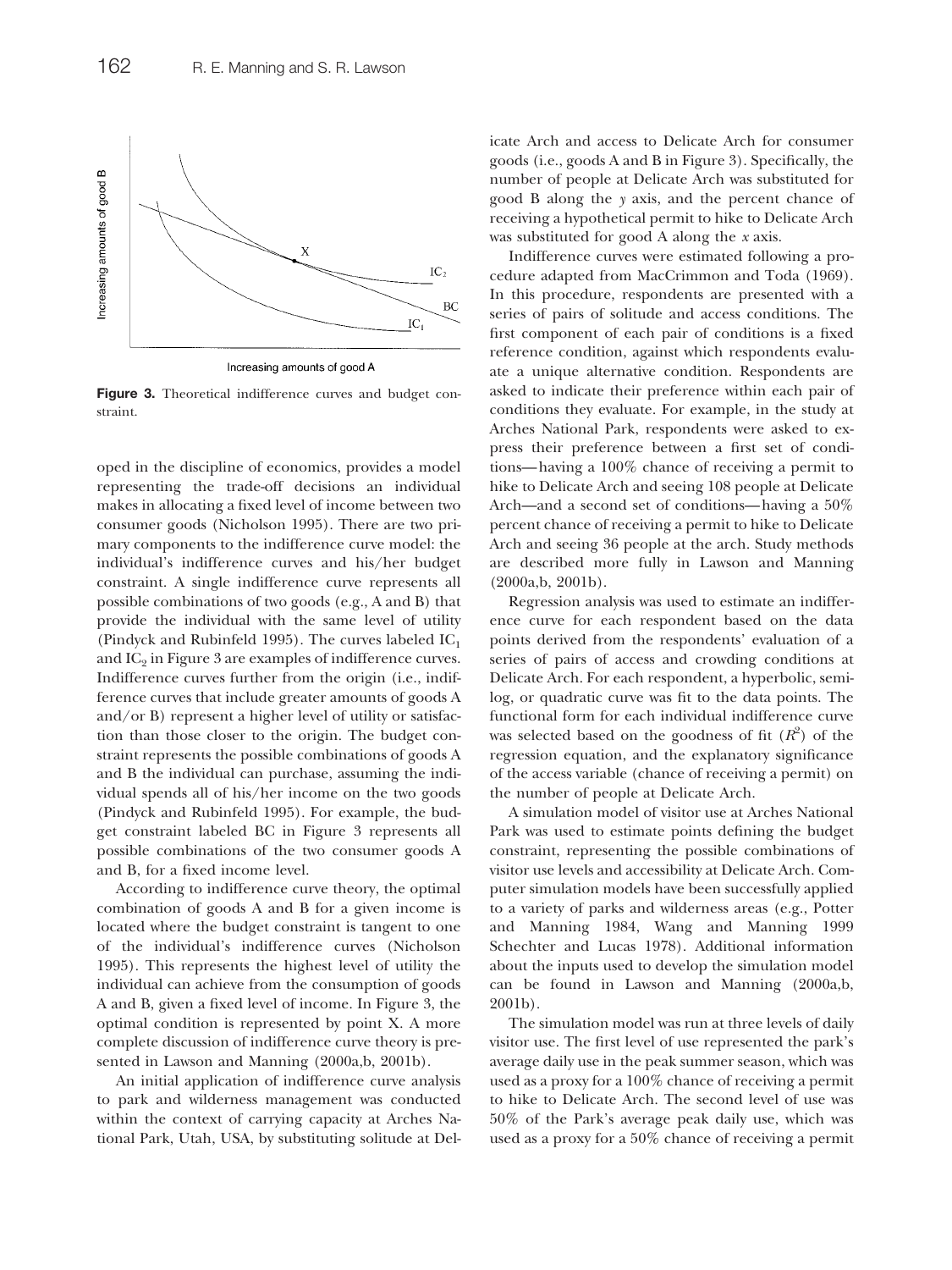**Figure 3.** Theoretical indifference curves and budget constraint.

oped in the discipline of economics, provides a model representing the trade-off decisions an individual makes in allocating a fixed level of income between two consumer goods (Nicholson 1995). There are two primary components to the indifference curve model: the individual's indifference curves and his/her budget constraint. A single indifference curve represents all possible combinations of two goods (e.g., A and B) that provide the individual with the same level of utility (Pindyck and Rubinfeld 1995). The curves labeled $IC_1$ and $IC_2$ in Figure 3 are examples of indifference curves. Indifference curves further from the origin (i.e., indifference curves that include greater amounts of goods A and/or B) represent a higher level of utility or satisfaction than those closer to the origin. The budget constraint represents the possible combinations of goods A and B the individual can purchase, assuming the individual spends all of his/her income on the two goods (Pindyck and Rubinfeld 1995). The budget constraint labeled BC in Figure 3 represents all possible combinations of the two consumer goods A and B, for a fixed income level.

According to indifference curve theory, the optimal combination of goods A and B for a given income is located where the budget constraint is tangent to one of the individual's indifference curves (Nicholson 1995). This represents the highest level of utility the individual can achieve from the consumption of goods A and B, given a fixed level of income. In Figure 3, the optimal condition is represented by point X. A more complete discussion of indifference curve theory is presented in Lawson and Manning (2000a,b, 2001b).

An initial application of indifference curve analysis to park and wilderness management was conducted within the context of carrying capacity at Arches National Park, Utah, USA, by substituting solitude at Delicate Arch and access to Delicate Arch for consumer goods (i.e., goods A and B in Figure 3). Specifically, the number of people at Delicate Arch was substituted for good B along the *y* axis, and the percent chance of receiving a hypothetical permit to hike to Delicate Arch was substituted for good A along the *x* axis.

Indifference curves were estimated following a procedure adapted from MacCrimmon and Toda (1969). In this procedure, respondents are presented with a series of pairs of solitude and access conditions. The first component of each pair of conditions is a fixed reference condition, against which respondents evaluate a unique alternative condition. Respondents are asked to indicate their preference within each pair of conditions they evaluate. For example, in the study at Arches National Park, respondents were asked to express their preference between a first set of conditions—having a 100% chance of receiving a permit to hike to Delicate Arch and seeing 108 people at Delicate Arch—and a second set of conditions—having a 50% percent chance of receiving a permit to hike to Delicate Arch and seeing 36 people at the arch. Study methods are described more fully in Lawson and Manning (2000a,b, 2001b).

Regression analysis was used to estimate an indifference curve for each respondent based on the data points derived from the respondents' evaluation of a series of pairs of access and crowding conditions at Delicate Arch. For each respondent, a hyperbolic, semi-log, or quadratic curve was fit to the data points. The functional form for each individual indifference curve was selected based on the goodness of fit ($R^2$) of the regression equation, and the explanatory significance of the access variable (chance of receiving a permit) on the number of people at Delicate Arch.

A simulation model of visitor use at Arches National Park was used to estimate points defining the budget constraint, representing the possible combinations of visitor use levels and accessibility at Delicate Arch. Computer simulation models have been successfully applied to a variety of parks and wilderness areas (e.g., Potter and Manning 1984, Wang and Manning 1999 Schechter and Lucas 1978). Additional information about the inputs used to develop the simulation model can be found in Lawson and Manning (2000a,b, 2001b).

The simulation model was run at three levels of daily visitor use. The first level of use represented the park's average daily use in the peak summer season, which was used as a proxy for a 100% chance of receiving a permit to hike to Delicate Arch. The second level of use was 50% of the Park's average peak daily use, which was used as a proxy for a 50% chance of receiving a permit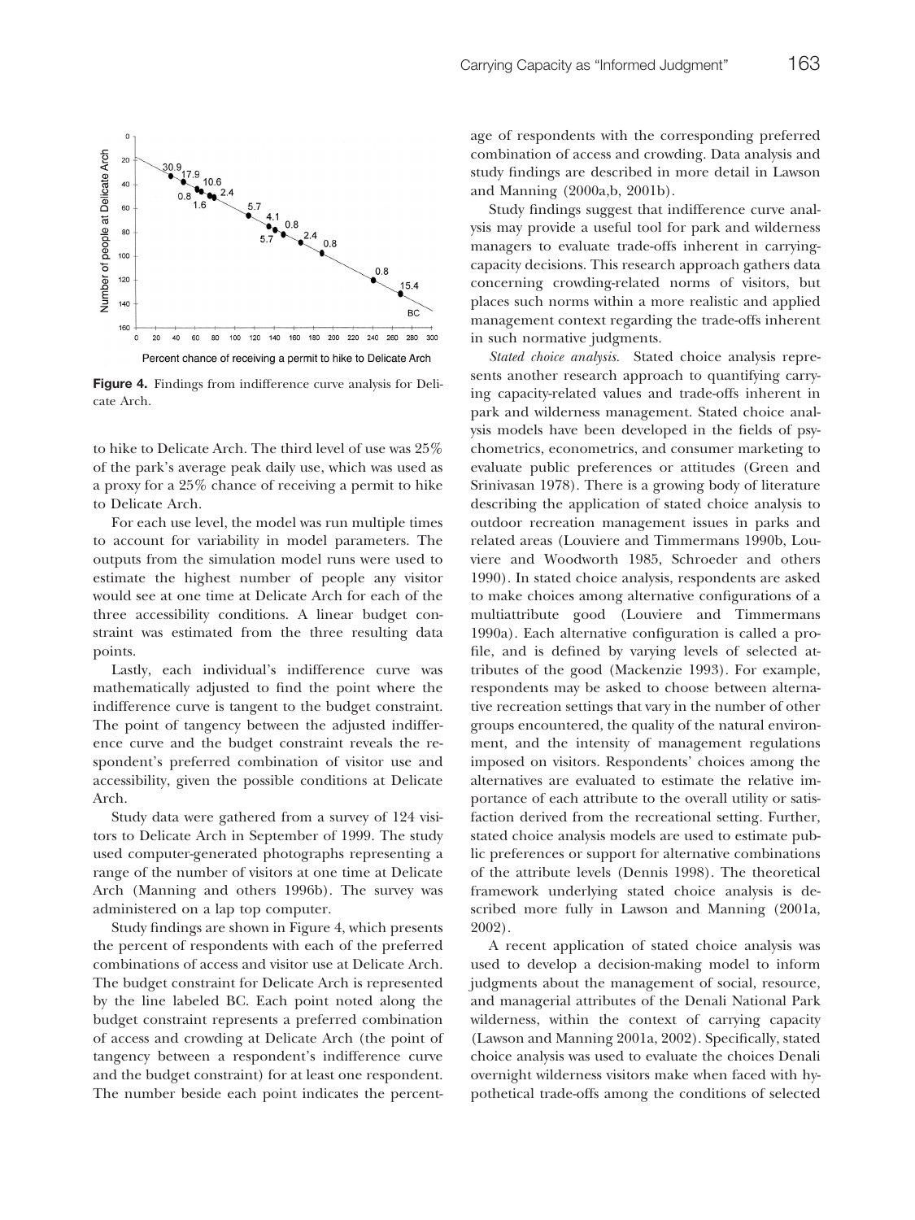**Figure 4.** Findings from indifference curve analysis for Delicate Arch.

to hike to Delicate Arch. The third level of use was 25% of the park's average peak daily use, which was used as a proxy for a 25% chance of receiving a permit to hike to Delicate Arch.

For each use level, the model was run multiple times to account for variability in model parameters. The outputs from the simulation model runs were used to estimate the highest number of people any visitor would see at one time at Delicate Arch for each of the three accessibility conditions. A linear budget constraint was estimated from the three resulting data points.

Lastly, each individual's indifference curve was mathematically adjusted to find the point where the indifference curve is tangent to the budget constraint. The point of tangency between the adjusted indifference curve and the budget constraint reveals the respondent's preferred combination of visitor use and accessibility, given the possible conditions at Delicate Arch.

Study data were gathered from a survey of 124 visitors to Delicate Arch in September of 1999. The study used computer-generated photographs representing a range of the number of visitors at one time at Delicate Arch (Manning and others 1996b). The survey was administered on a lap top computer.

Study findings are shown in Figure 4, which presents the percent of respondents with each of the preferred combinations of access and visitor use at Delicate Arch. The budget constraint for Delicate Arch is represented by the line labeled BC. Each point noted along the budget constraint represents a preferred combination of access and crowding at Delicate Arch (the point of tangency between a respondent's indifference curve and the budget constraint) for at least one respondent. The number beside each point indicates the percentage of respondents with the corresponding preferred combination of access and crowding. Data analysis and study findings are described in more detail in Lawson and Manning (2000a,b, 2001b).

Study findings suggest that indifference curve analysis may provide a useful tool for park and wilderness managers to evaluate trade-offs inherent in carrying-capacity decisions. This research approach gathers data concerning crowding-related norms of visitors, but places such norms within a more realistic and applied management context regarding the trade-offs inherent in such normative judgments.

*Stated choice analysis.* Stated choice analysis represents another research approach to quantifying carrying capacity-related values and trade-offs inherent in park and wilderness management. Stated choice analysis models have been developed in the fields of psychometrics, econometrics, and consumer marketing to evaluate public preferences or attitudes (Green and Srinivasan 1978). There is a growing body of literature describing the application of stated choice analysis to outdoor recreation management issues in parks and related areas (Louviere and Timmermans 1990b, Louviere and Woodworth 1985, Schroeder and others 1990). In stated choice analysis, respondents are asked to make choices among alternative configurations of a multiattribute good (Louviere and Timmermans 1990a). Each alternative configuration is called a profile, and is defined by varying levels of selected attributes of the good (Mackenzie 1993). For example, respondents may be asked to choose between alternative recreation settings that vary in the number of other groups encountered, the quality of the natural environment, and the intensity of management regulations imposed on visitors. Respondents' choices among the alternatives are evaluated to estimate the relative importance of each attribute to the overall utility or satisfaction derived from the recreational setting. Further, stated choice analysis models are used to estimate public preferences or support for alternative combinations of the attribute levels (Dennis 1998). The theoretical framework underlying stated choice analysis is described more fully in Lawson and Manning (2001a, 2002).

A recent application of stated choice analysis was used to develop a decision-making model to inform judgments about the management of social, resource, and managerial attributes of the Denali National Park wilderness, within the context of carrying capacity (Lawson and Manning 2001a, 2002). Specifically, stated choice analysis was used to evaluate the choices Denali overnight wilderness visitors make when faced with hypothetical trade-offs among the conditions of selected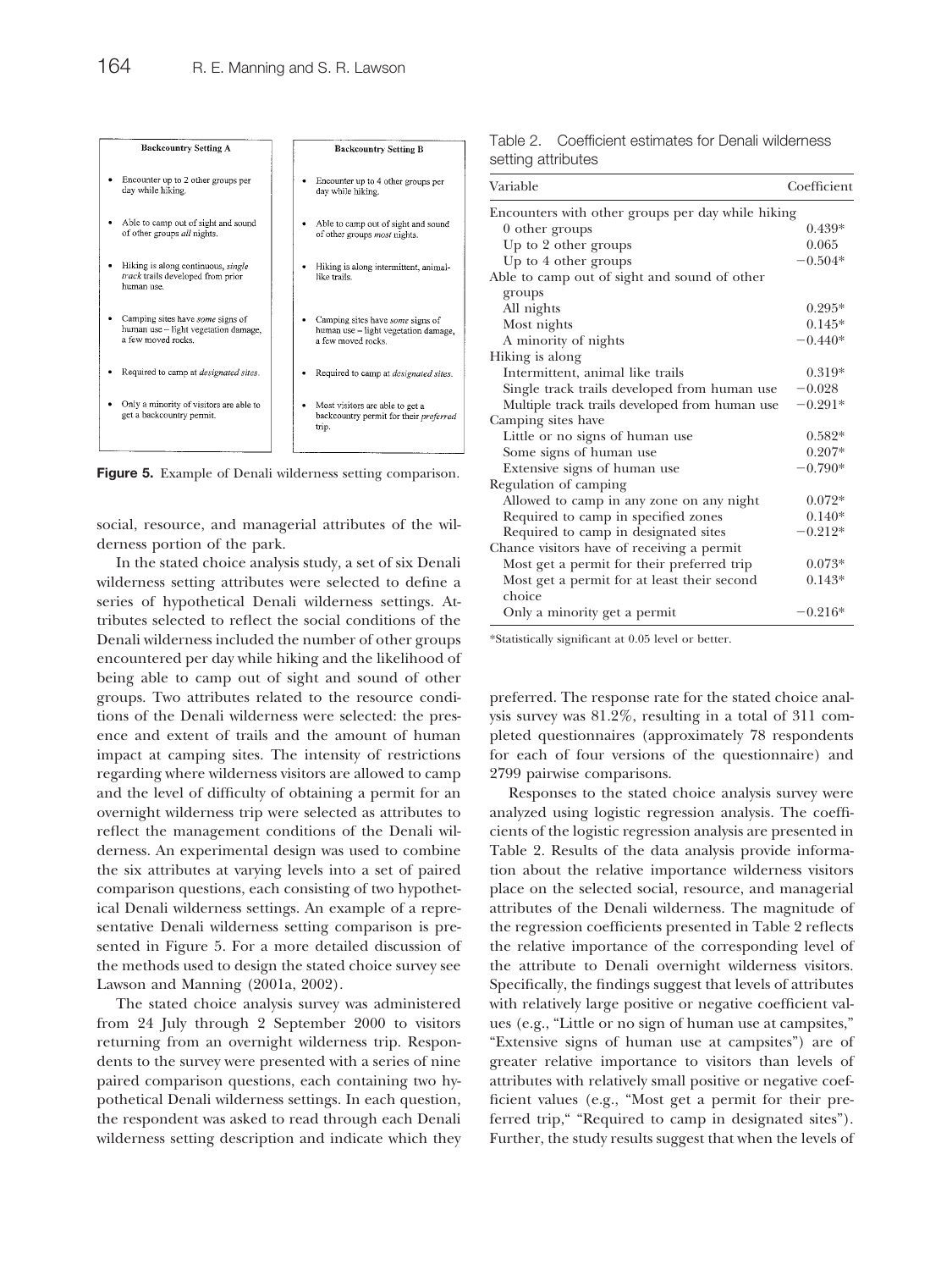**Backcountry Setting A**

- Encounter up to 2 other groups per day while hiking.
- Able to camp out of sight and sound of other groups *all* nights.
- Hiking is along continuous, *single track* trails developed from prior human use.
- Camping sites have *some* signs of human use – light vegetation damage, a few moved rocks.
- Required to camp at *designated sites*.
- Only a minority of visitors are able to get a backcountry permit.

**Backcountry Setting B**

- Encounter up to 4 other groups per day while hiking.
- Able to camp out of sight and sound of other groups *most* nights.
- Hiking is along intermittent, animal-like trails.
- Camping sites have *some* signs of human use – light vegetation damage, a few moved rocks.
- Required to camp at *designated sites*.
- Most visitors are able to get a backcountry permit for their *preferred* trip.

**Figure 5.** Example of Denali wilderness setting comparison.

social, resource, and managerial attributes of the wilderness portion of the park.

In the stated choice analysis study, a set of six Denali wilderness setting attributes were selected to define a series of hypothetical Denali wilderness settings. Attributes selected to reflect the social conditions of the Denali wilderness included the number of other groups encountered per day while hiking and the likelihood of being able to camp out of sight and sound of other groups. Two attributes related to the resource conditions of the Denali wilderness were selected: the presence and extent of trails and the amount of human impact at camping sites. The intensity of restrictions regarding where wilderness visitors are allowed to camp and the level of difficulty of obtaining a permit for an overnight wilderness trip were selected as attributes to reflect the management conditions of the Denali wilderness. An experimental design was used to combine the six attributes at varying levels into a set of paired comparison questions, each consisting of two hypothetical Denali wilderness settings. An example of a representative Denali wilderness setting comparison is presented in Figure 5. For a more detailed discussion of the methods used to design the stated choice survey see Lawson and Manning (2001a, 2002).

The stated choice analysis survey was administered from 24 July through 2 September 2000 to visitors returning from an overnight wilderness trip. Respondents to the survey were presented with a series of nine paired comparison questions, each containing two hypothetical Denali wilderness settings. In each question, the respondent was asked to read through each Denali wilderness setting description and indicate which they

Table 2. Coefficient estimates for Denali wilderness setting attributes

| Variable | Coefficient |
|---|---|
| Encounters with other groups per day while hiking | |
| 0 other groups | 0.439* |
| Up to 2 other groups | 0.065 |
| Up to 4 other groups | −0.504* |
| Able to camp out of sight and sound of other groups | |
| All nights | 0.295* |
| Most nights | 0.145* |
| A minority of nights | −0.440* |
| Hiking is along | |
| Intermittent, animal like trails | 0.319* |
| Single track trails developed from human use | −0.028 |
| Multiple track trails developed from human use | −0.291* |
| Camping sites have | |
| Little or no signs of human use | 0.582* |
| Some signs of human use | 0.207* |
| Extensive signs of human use | −0.790* |
| Regulation of camping | |
| Allowed to camp in any zone on any night | 0.072* |
| Required to camp in specified zones | 0.140* |
| Required to camp in designated sites | −0.212* |
| Chance visitors have of receiving a permit | |
| Most get a permit for their preferred trip | 0.073* |
| Most get a permit for at least their second choice | 0.143* |
| Only a minority get a permit | −0.216* |

*Statistically significant at 0.05 level or better.

preferred. The response rate for the stated choice analysis survey was 81.2%, resulting in a total of 311 completed questionnaires (approximately 78 respondents for each of four versions of the questionnaire) and 2799 pairwise comparisons.

Responses to the stated choice analysis survey were analyzed using logistic regression analysis. The coefficients of the logistic regression analysis are presented in Table 2. Results of the data analysis provide information about the relative importance wilderness visitors place on the selected social, resource, and managerial attributes of the Denali wilderness. The magnitude of the regression coefficients presented in Table 2 reflects the relative importance of the corresponding level of the attribute to Denali overnight wilderness visitors. Specifically, the findings suggest that levels of attributes with relatively large positive or negative coefficient values (e.g., "Little or no sign of human use at campsites," "Extensive signs of human use at campsites") are of greater relative importance to visitors than levels of attributes with relatively small positive or negative coefficient values (e.g., "Most get a permit for their preferred trip," "Required to camp in designated sites"). Further, the study results suggest that when the levels of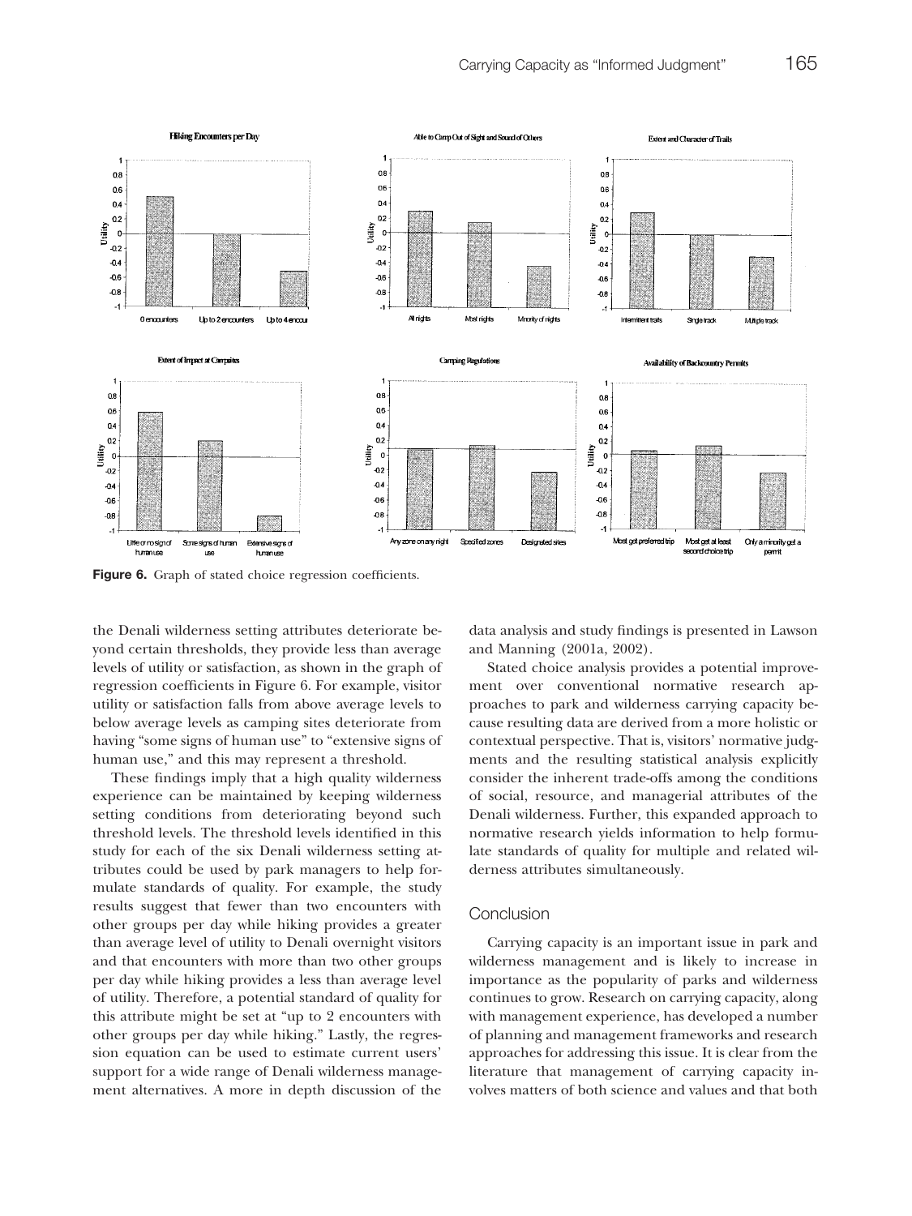Hiking Encounters per Day

Utility

1
0.8
0.6
0.4
0.2
0
-0.2
-0.4
-0.6
-0.8
-1

0 encounters
Up to 2 encounters
Up to 4 encou

Able to Camp Out of Sight and Sound of Others

Utility

All nights
Most nights
Minority of nights

Extent and Character of Trails

Utility

Intermittent trails
Single track
Multiple track

Extent of Impact at Campsites

Utility

Little or no sign of human use
Some signs of human use
Extensive signs of human use

Camping Regulations

Utility

Any zone on any night
Specified zones
Designated sites

Availability of Backcountry Permits

Utility

Most get preferred trip
Most get at least second choice trip
Only a minority get a permit

**Figure 6.** Graph of stated choice regression coefficients.

the Denali wilderness setting attributes deteriorate beyond certain thresholds, they provide less than average levels of utility or satisfaction, as shown in the graph of regression coefficients in Figure 6. For example, visitor utility or satisfaction falls from above average levels to below average levels as camping sites deteriorate from having "some signs of human use" to "extensive signs of human use," and this may represent a threshold.

These findings imply that a high quality wilderness experience can be maintained by keeping wilderness setting conditions from deteriorating beyond such threshold levels. The threshold levels identified in this study for each of the six Denali wilderness setting attributes could be used by park managers to help formulate standards of quality. For example, the study results suggest that fewer than two encounters with other groups per day while hiking provides a greater than average level of utility to Denali overnight visitors and that encounters with more than two other groups per day while hiking provides a less than average level of utility. Therefore, a potential standard of quality for this attribute might be set at "up to 2 encounters with other groups per day while hiking." Lastly, the regression equation can be used to estimate current users' support for a wide range of Denali wilderness management alternatives. A more in depth discussion of the data analysis and study findings is presented in Lawson and Manning (2001a, 2002).

Stated choice analysis provides a potential improvement over conventional normative research approaches to park and wilderness carrying capacity because resulting data are derived from a more holistic or contextual perspective. That is, visitors' normative judgments and the resulting statistical analysis explicitly consider the inherent trade-offs among the conditions of social, resource, and managerial attributes of the Denali wilderness. Further, this expanded approach to normative research yields information to help formulate standards of quality for multiple and related wilderness attributes simultaneously.

## Conclusion

Carrying capacity is an important issue in park and wilderness management and is likely to increase in importance as the popularity of parks and wilderness continues to grow. Research on carrying capacity, along with management experience, has developed a number of planning and management frameworks and research approaches for addressing this issue. It is clear from the literature that management of carrying capacity involves matters of both science and values and that both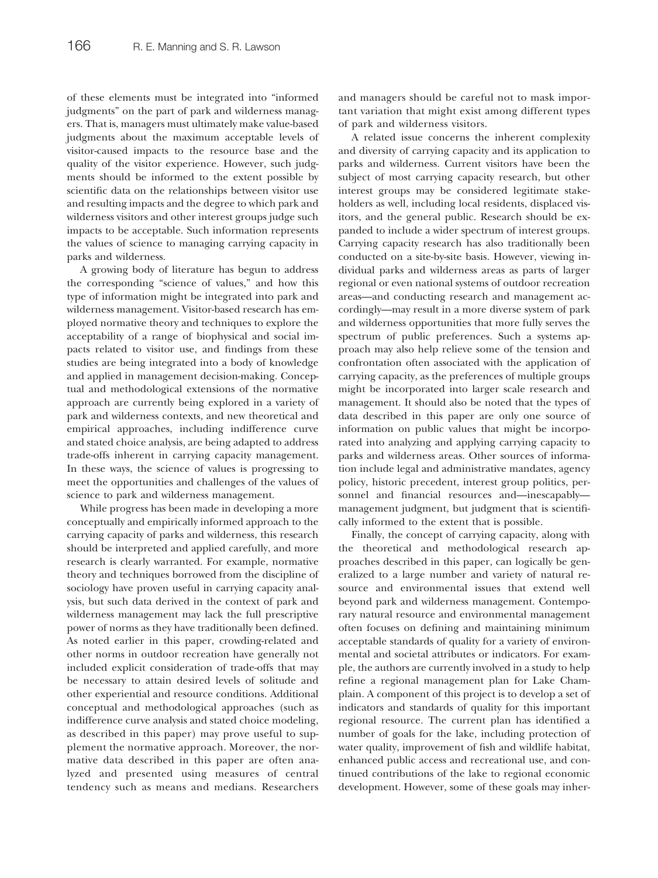of these elements must be integrated into "informed judgments" on the part of park and wilderness managers. That is, managers must ultimately make value-based judgments about the maximum acceptable levels of visitor-caused impacts to the resource base and the quality of the visitor experience. However, such judgments should be informed to the extent possible by scientific data on the relationships between visitor use and resulting impacts and the degree to which park and wilderness visitors and other interest groups judge such impacts to be acceptable. Such information represents the values of science to managing carrying capacity in parks and wilderness.

A growing body of literature has begun to address the corresponding "science of values," and how this type of information might be integrated into park and wilderness management. Visitor-based research has employed normative theory and techniques to explore the acceptability of a range of biophysical and social impacts related to visitor use, and findings from these studies are being integrated into a body of knowledge and applied in management decision-making. Conceptual and methodological extensions of the normative approach are currently being explored in a variety of park and wilderness contexts, and new theoretical and empirical approaches, including indifference curve and stated choice analysis, are being adapted to address trade-offs inherent in carrying capacity management. In these ways, the science of values is progressing to meet the opportunities and challenges of the values of science to park and wilderness management.

While progress has been made in developing a more conceptually and empirically informed approach to the carrying capacity of parks and wilderness, this research should be interpreted and applied carefully, and more research is clearly warranted. For example, normative theory and techniques borrowed from the discipline of sociology have proven useful in carrying capacity analysis, but such data derived in the context of park and wilderness management may lack the full prescriptive power of norms as they have traditionally been defined. As noted earlier in this paper, crowding-related and other norms in outdoor recreation have generally not included explicit consideration of trade-offs that may be necessary to attain desired levels of solitude and other experiential and resource conditions. Additional conceptual and methodological approaches (such as indifference curve analysis and stated choice modeling, as described in this paper) may prove useful to supplement the normative approach. Moreover, the normative data described in this paper are often analyzed and presented using measures of central tendency such as means and medians. Researchers and managers should be careful not to mask important variation that might exist among different types of park and wilderness visitors.

A related issue concerns the inherent complexity and diversity of carrying capacity and its application to parks and wilderness. Current visitors have been the subject of most carrying capacity research, but other interest groups may be considered legitimate stakeholders as well, including local residents, displaced visitors, and the general public. Research should be expanded to include a wider spectrum of interest groups. Carrying capacity research has also traditionally been conducted on a site-by-site basis. However, viewing individual parks and wilderness areas as parts of larger regional or even national systems of outdoor recreation areas—and conducting research and management accordingly—may result in a more diverse system of park and wilderness opportunities that more fully serves the spectrum of public preferences. Such a systems approach may also help relieve some of the tension and confrontation often associated with the application of carrying capacity, as the preferences of multiple groups might be incorporated into larger scale research and management. It should also be noted that the types of data described in this paper are only one source of information on public values that might be incorporated into analyzing and applying carrying capacity to parks and wilderness areas. Other sources of information include legal and administrative mandates, agency policy, historic precedent, interest group politics, personnel and financial resources and—inescapably—management judgment, but judgment that is scientifically informed to the extent that is possible.

Finally, the concept of carrying capacity, along with the theoretical and methodological research approaches described in this paper, can logically be generalized to a large number and variety of natural resource and environmental issues that extend well beyond park and wilderness management. Contemporary natural resource and environmental management often focuses on defining and maintaining minimum acceptable standards of quality for a variety of environmental and societal attributes or indicators. For example, the authors are currently involved in a study to help refine a regional management plan for Lake Champlain. A component of this project is to develop a set of indicators and standards of quality for this important regional resource. The current plan has identified a number of goals for the lake, including protection of water quality, improvement of fish and wildlife habitat, enhanced public access and recreational use, and continued contributions of the lake to regional economic development. However, some of these goals may inher-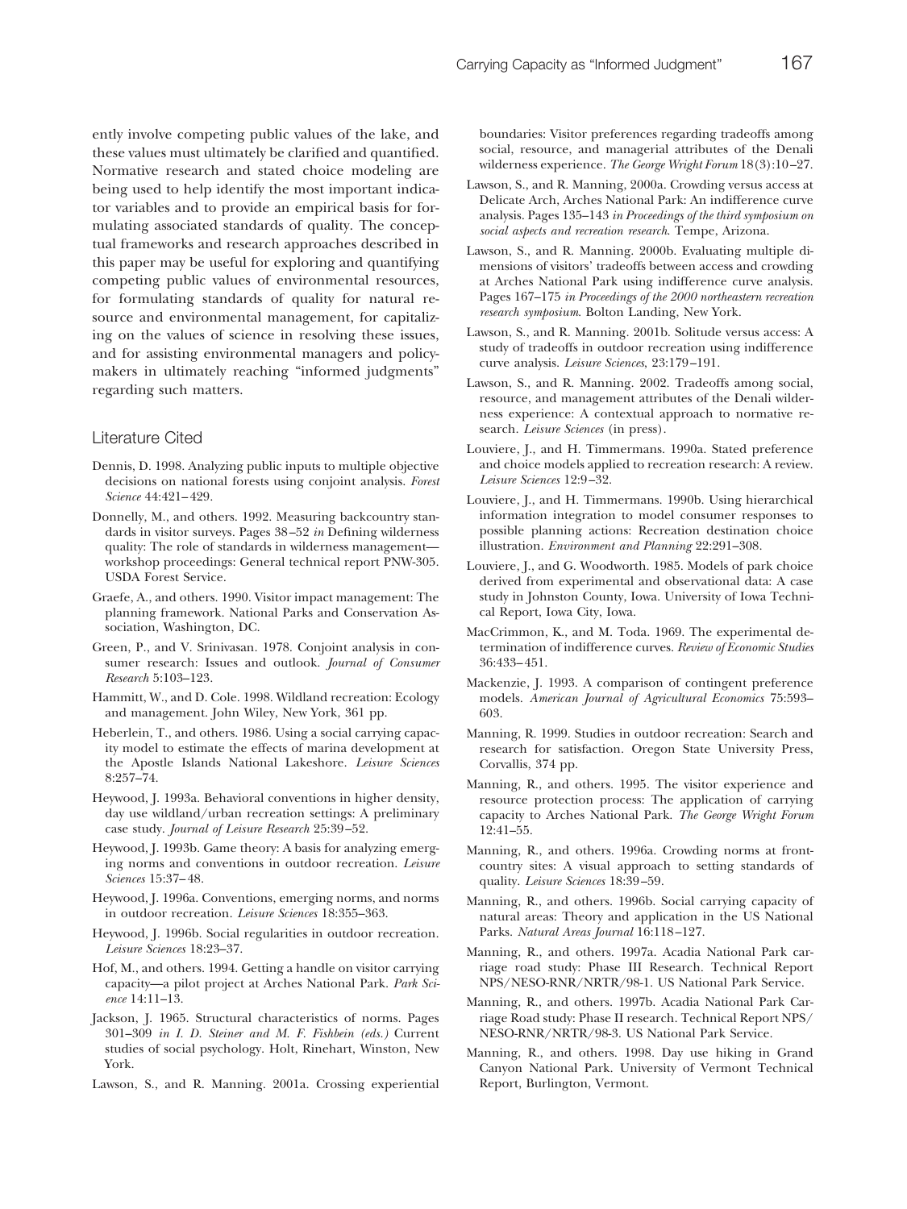ently involve competing public values of the lake, and these values must ultimately be clarified and quantified. Normative research and stated choice modeling are being used to help identify the most important indicator variables and to provide an empirical basis for formulating associated standards of quality. The conceptual frameworks and research approaches described in this paper may be useful for exploring and quantifying competing public values of environmental resources, for formulating standards of quality for natural resource and environmental management, for capitalizing on the values of science in resolving these issues, and for assisting environmental managers and policymakers in ultimately reaching "informed judgments" regarding such matters.

## Literature Cited

Dennis, D. 1998. Analyzing public inputs to multiple objective decisions on national forests using conjoint analysis. *Forest Science* 44:421–429.

Donnelly, M., and others. 1992. Measuring backcountry standards in visitor surveys. Pages 38–52 *in* Defining wilderness quality: The role of standards in wilderness management—workshop proceedings: General technical report PNW-305. USDA Forest Service.

Graefe, A., and others. 1990. Visitor impact management: The planning framework. National Parks and Conservation Association, Washington, DC.

Green, P., and V. Srinivasan. 1978. Conjoint analysis in consumer research: Issues and outlook. *Journal of Consumer Research* 5:103–123.

Hammitt, W., and D. Cole. 1998. Wildland recreation: Ecology and management. John Wiley, New York, 361 pp.

Heberlein, T., and others. 1986. Using a social carrying capacity model to estimate the effects of marina development at the Apostle Islands National Lakeshore. *Leisure Sciences* 8:257–74.

Heywood, J. 1993a. Behavioral conventions in higher density, day use wildland/urban recreation settings: A preliminary case study. *Journal of Leisure Research* 25:39–52.

Heywood, J. 1993b. Game theory: A basis for analyzing emerging norms and conventions in outdoor recreation. *Leisure Sciences* 15:37–48.

Heywood, J. 1996a. Conventions, emerging norms, and norms in outdoor recreation. *Leisure Sciences* 18:355–363.

Heywood, J. 1996b. Social regularities in outdoor recreation. *Leisure Sciences* 18:23–37.

Hof, M., and others. 1994. Getting a handle on visitor carrying capacity—a pilot project at Arches National Park. *Park Science* 14:11–13.

Jackson, J. 1965. Structural characteristics of norms. Pages 301–309 *in I. D. Steiner and M. F. Fishbein (eds.)* Current studies of social psychology. Holt, Rinehart, Winston, New York.

Lawson, S., and R. Manning. 2001a. Crossing experiential boundaries: Visitor preferences regarding tradeoffs among social, resource, and managerial attributes of the Denali wilderness experience. *The George Wright Forum* 18(3):10–27.

Lawson, S., and R. Manning, 2000a. Crowding versus access at Delicate Arch, Arches National Park: An indifference curve analysis. Pages 135–143 *in Proceedings of the third symposium on social aspects and recreation research*. Tempe, Arizona.

Lawson, S., and R. Manning. 2000b. Evaluating multiple dimensions of visitors' tradeoffs between access and crowding at Arches National Park using indifference curve analysis. Pages 167–175 *in Proceedings of the 2000 northeastern recreation research symposium*. Bolton Landing, New York.

Lawson, S., and R. Manning. 2001b. Solitude versus access: A study of tradeoffs in outdoor recreation using indifference curve analysis. *Leisure Sciences*, 23:179–191.

Lawson, S., and R. Manning. 2002. Tradeoffs among social, resource, and management attributes of the Denali wilderness experience: A contextual approach to normative research. *Leisure Sciences* (in press).

Louviere, J., and H. Timmermans. 1990a. Stated preference and choice models applied to recreation research: A review. *Leisure Sciences* 12:9–32.

Louviere, J., and H. Timmermans. 1990b. Using hierarchical information integration to model consumer responses to possible planning actions: Recreation destination choice illustration. *Environment and Planning* 22:291–308.

Louviere, J., and G. Woodworth. 1985. Models of park choice derived from experimental and observational data: A case study in Johnston County, Iowa. University of Iowa Technical Report, Iowa City, Iowa.

MacCrimmon, K., and M. Toda. 1969. The experimental determination of indifference curves. *Review of Economic Studies* 36:433–451.

Mackenzie, J. 1993. A comparison of contingent preference models. *American Journal of Agricultural Economics* 75:593–603.

Manning, R. 1999. Studies in outdoor recreation: Search and research for satisfaction. Oregon State University Press, Corvallis, 374 pp.

Manning, R., and others. 1995. The visitor experience and resource protection process: The application of carrying capacity to Arches National Park. *The George Wright Forum* 12:41–55.

Manning, R., and others. 1996a. Crowding norms at frontcountry sites: A visual approach to setting standards of quality. *Leisure Sciences* 18:39–59.

Manning, R., and others. 1996b. Social carrying capacity of natural areas: Theory and application in the US National Parks. *Natural Areas Journal* 16:118–127.

Manning, R., and others. 1997a. Acadia National Park carriage road study: Phase III Research. Technical Report NPS/NESO-RNR/NRTR/98-1. US National Park Service.

Manning, R., and others. 1997b. Acadia National Park Carriage Road study: Phase II research. Technical Report NPS/NESO-RNR/NRTR/98-3. US National Park Service.

Manning, R., and others. 1998. Day use hiking in Grand Canyon National Park. University of Vermont Technical Report, Burlington, Vermont.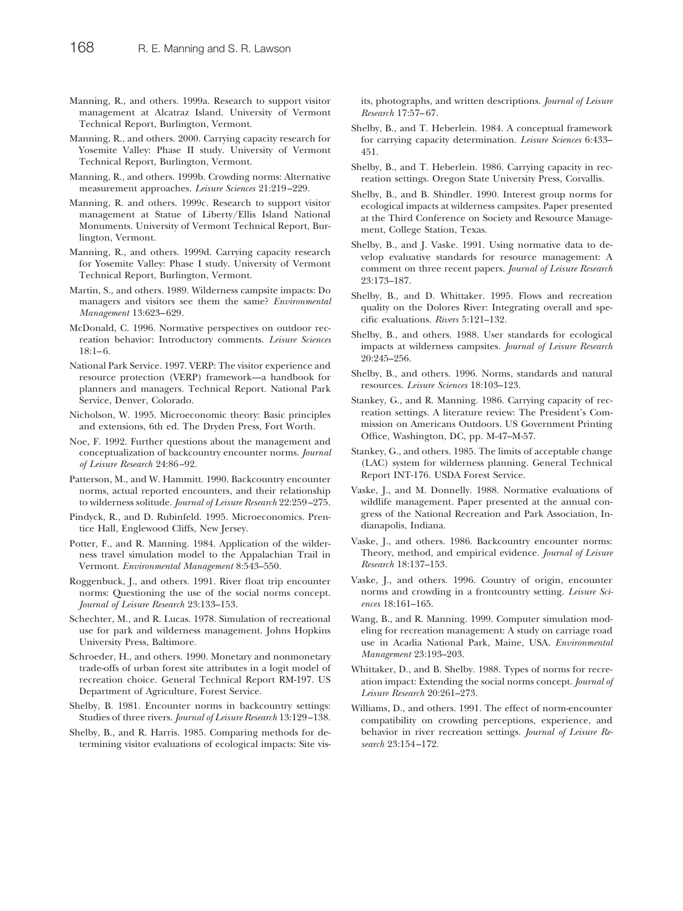Manning, R., and others. 1999a. Research to support visitor management at Alcatraz Island. University of Vermont Technical Report, Burlington, Vermont.

Manning, R., and others. 2000. Carrying capacity research for Yosemite Valley: Phase II study. University of Vermont Technical Report, Burlington, Vermont.

Manning, R., and others. 1999b. Crowding norms: Alternative measurement approaches. *Leisure Sciences* 21:219–229.

Manning, R. and others. 1999c. Research to support visitor management at Statue of Liberty/Ellis Island National Monuments. University of Vermont Technical Report, Burlington, Vermont.

Manning, R., and others. 1999d. Carrying capacity research for Yosemite Valley: Phase I study. University of Vermont Technical Report, Burlington, Vermont.

Martin, S., and others. 1989. Wilderness campsite impacts: Do managers and visitors see them the same? *Environmental Management* 13:623–629.

McDonald, C. 1996. Normative perspectives on outdoor recreation behavior: Introductory comments. *Leisure Sciences* 18:1–6.

National Park Service. 1997. VERP: The visitor experience and resource protection (VERP) framework—a handbook for planners and managers. Technical Report. National Park Service, Denver, Colorado.

Nicholson, W. 1995. Microeconomic theory: Basic principles and extensions, 6th ed. The Dryden Press, Fort Worth.

Noe, F. 1992. Further questions about the management and conceptualization of backcountry encounter norms. *Journal of Leisure Research* 24:86–92.

Patterson, M., and W. Hammitt. 1990. Backcountry encounter norms, actual reported encounters, and their relationship to wilderness solitude. *Journal of Leisure Research* 22:259–275.

Pindyck, R., and D. Rubinfeld. 1995. Microeconomics. Prentice Hall, Englewood Cliffs, New Jersey.

Potter, F., and R. Manning. 1984. Application of the wilderness travel simulation model to the Appalachian Trail in Vermont. *Environmental Management* 8:543–550.

Roggenbuck, J., and others. 1991. River float trip encounter norms: Questioning the use of the social norms concept. *Journal of Leisure Research* 23:133–153.

Schechter, M., and R. Lucas. 1978. Simulation of recreational use for park and wilderness management. Johns Hopkins University Press, Baltimore.

Schroeder, H., and others. 1990. Monetary and nonmonetary trade-offs of urban forest site attributes in a logit model of recreation choice. General Technical Report RM-197. US Department of Agriculture, Forest Service.

Shelby, B. 1981. Encounter norms in backcountry settings: Studies of three rivers. *Journal of Leisure Research* 13:129–138.

Shelby, B., and R. Harris. 1985. Comparing methods for determining visitor evaluations of ecological impacts: Site visits, photographs, and written descriptions. *Journal of Leisure Research* 17:57–67.

Shelby, B., and T. Heberlein. 1984. A conceptual framework for carrying capacity determination. *Leisure Sciences* 6:433–451.

Shelby, B., and T. Heberlein. 1986. Carrying capacity in recreation settings. Oregon State University Press, Corvallis.

Shelby, B., and B. Shindler. 1990. Interest group norms for ecological impacts at wilderness campsites. Paper presented at the Third Conference on Society and Resource Management, College Station, Texas.

Shelby, B., and J. Vaske. 1991. Using normative data to develop evaluative standards for resource management: A comment on three recent papers. *Journal of Leisure Research* 23:173–187.

Shelby, B., and D. Whittaker. 1995. Flows and recreation quality on the Dolores River: Integrating overall and specific evaluations. *Rivers* 5:121–132.

Shelby, B., and others. 1988. User standards for ecological impacts at wilderness campsites. *Journal of Leisure Research* 20:245–256.

Shelby, B., and others. 1996. Norms, standards and natural resources. *Leisure Sciences* 18:103–123.

Stankey, G., and R. Manning. 1986. Carrying capacity of recreation settings. A literature review: The President's Commission on Americans Outdoors. US Government Printing Office, Washington, DC, pp. M-47–M-57.

Stankey, G., and others. 1985. The limits of acceptable change (LAC) system for wilderness planning. General Technical Report INT-176. USDA Forest Service.

Vaske, J., and M. Donnelly. 1988. Normative evaluations of wildlife management. Paper presented at the annual congress of the National Recreation and Park Association, Indianapolis, Indiana.

Vaske, J., and others. 1986. Backcountry encounter norms: Theory, method, and empirical evidence. *Journal of Leisure Research* 18:137–153.

Vaske, J., and others. 1996. Country of origin, encounter norms and crowding in a frontcountry setting. *Leisure Sciences* 18:161–165.

Wang, B., and R. Manning. 1999. Computer simulation modeling for recreation management: A study on carriage road use in Acadia National Park, Maine, USA. *Environmental Management* 23:193–203.

Whittaker, D., and B. Shelby. 1988. Types of norms for recreation impact: Extending the social norms concept. *Journal of Leisure Research* 20:261–273.

Williams, D., and others. 1991. The effect of norm-encounter compatibility on crowding perceptions, experience, and behavior in river recreation settings. *Journal of Leisure Research* 23:154–172.